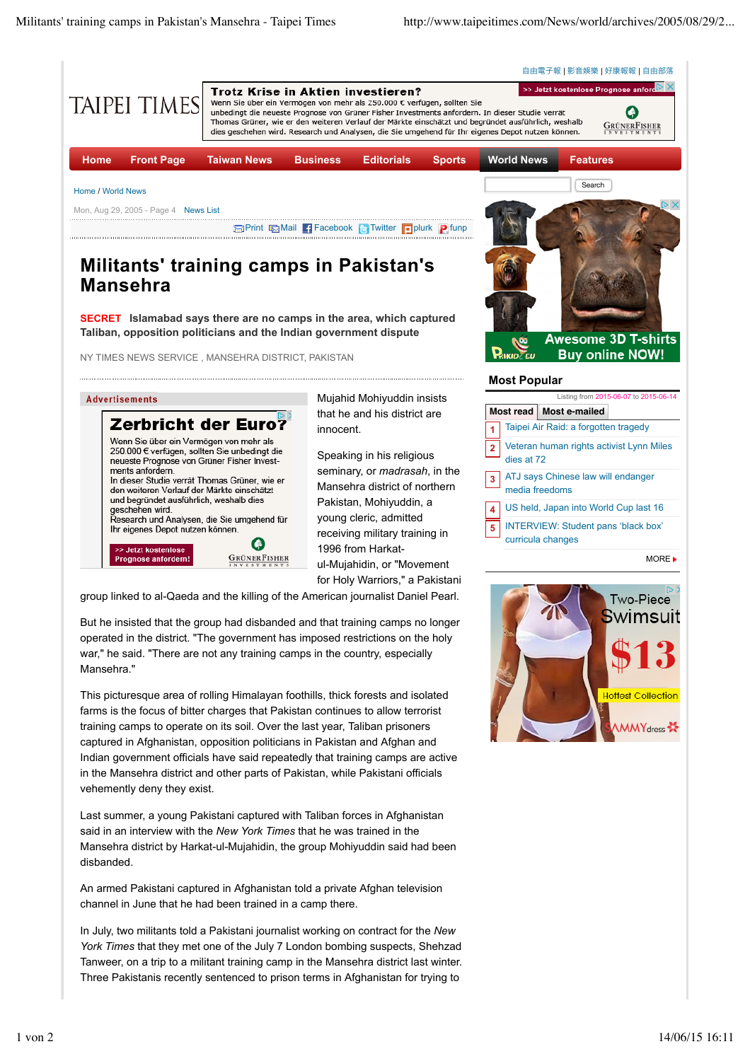Home / World News

Mon, Aug 29, 2005 - Page 4 News List

# Militants' training camps in Pakistan's Mansehra

**SECRET** **Islamabad says there are no camps in the area, which captured Taliban, opposition politicians and the Indian government dispute**

NY TIMES NEWS SERVICE , MANSEHRA DISTRICT, PAKISTAN

Mujahid Mohiyuddin insists that he and his district are innocent.

Speaking in his religious seminary, or *madrasah*, in the Mansehra district of northern Pakistan, Mohiyuddin, a young cleric, admitted receiving military training in 1996 from Harkat-ul-Mujahidin, or "Movement for Holy Warriors," a Pakistani group linked to al-Qaeda and the killing of the American journalist Daniel Pearl.

But he insisted that the group had disbanded and that training camps no longer operated in the district. "The government has imposed restrictions on the holy war," he said. "There are not any training camps in the country, especially Mansehra."

This picturesque area of rolling Himalayan foothills, thick forests and isolated farms is the focus of bitter charges that Pakistan continues to allow terrorist training camps to operate on its soil. Over the last year, Taliban prisoners captured in Afghanistan, opposition politicians in Pakistan and Afghan and Indian government officials have said repeatedly that training camps are active in the Mansehra district and other parts of Pakistan, while Pakistani officials vehemently deny they exist.

Last summer, a young Pakistani captured with Taliban forces in Afghanistan said in an interview with the *New York Times* that he was trained in the Mansehra district by Harkat-ul-Mujahidin, the group Mohiyuddin said had been disbanded.

An armed Pakistani captured in Afghanistan told a private Afghan television channel in June that he had been trained in a camp there.

In July, two militants told a Pakistani journalist working on contract for the *New York Times* that they met one of the July 7 London bombing suspects, Shehzad Tanweer, on a trip to a militant training camp in the Mansehra district last winter. Three Pakistanis recently sentenced to prison terms in Afghanistan for trying to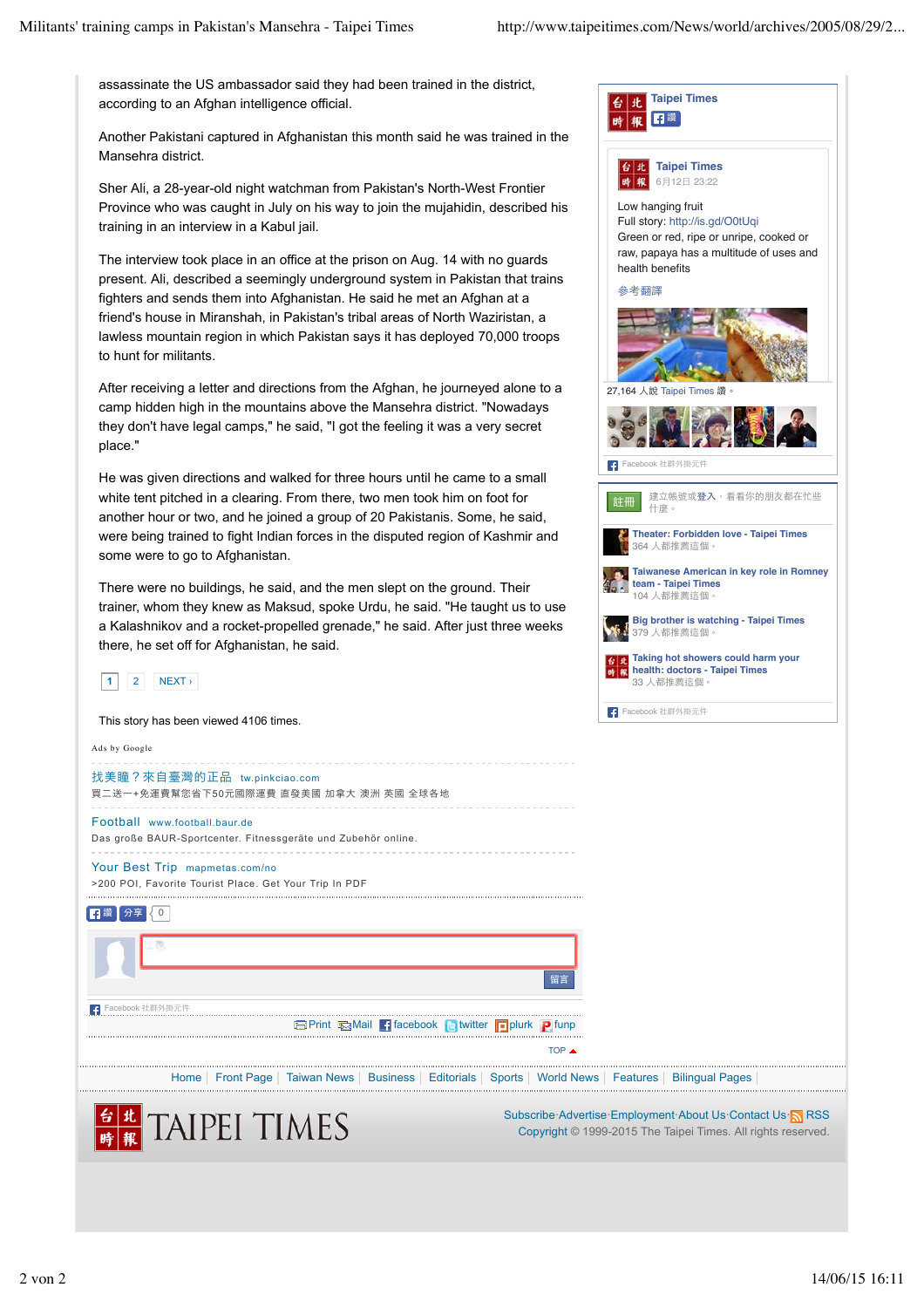assassinate the US ambassador said they had been trained in the district, according to an Afghan intelligence official.

Another Pakistani captured in Afghanistan this month said he was trained in the Mansehra district.

Sher Ali, a 28-year-old night watchman from Pakistan's North-West Frontier Province who was caught in July on his way to join the mujahidin, described his training in an interview in a Kabul jail.

The interview took place in an office at the prison on Aug. 14 with no guards present. Ali, described a seemingly underground system in Pakistan that trains fighters and sends them into Afghanistan. He said he met an Afghan at a friend's house in Miranshah, in Pakistan's tribal areas of North Waziristan, a lawless mountain region in which Pakistan says it has deployed 70,000 troops to hunt for militants.

After receiving a letter and directions from the Afghan, he journeyed alone to a camp hidden high in the mountains above the Mansehra district. "Nowadays they don't have legal camps," he said, "I got the feeling it was a very secret place."

He was given directions and walked for three hours until he came to a small white tent pitched in a clearing. From there, two men took him on foot for another hour or two, and he joined a group of 20 Pakistanis. Some, he said, were being trained to fight Indian forces in the disputed region of Kashmir and some were to go to Afghanistan.

There were no buildings, he said, and the men slept on the ground. Their trainer, whom they knew as Maksud, spoke Urdu, he said. "He taught us to use a Kalashnikov and a rocket-propelled grenade," he said. After just three weeks there, he set off for Afghanistan, he said.

1 2 NEXT ›

This story has been viewed 4106 times.